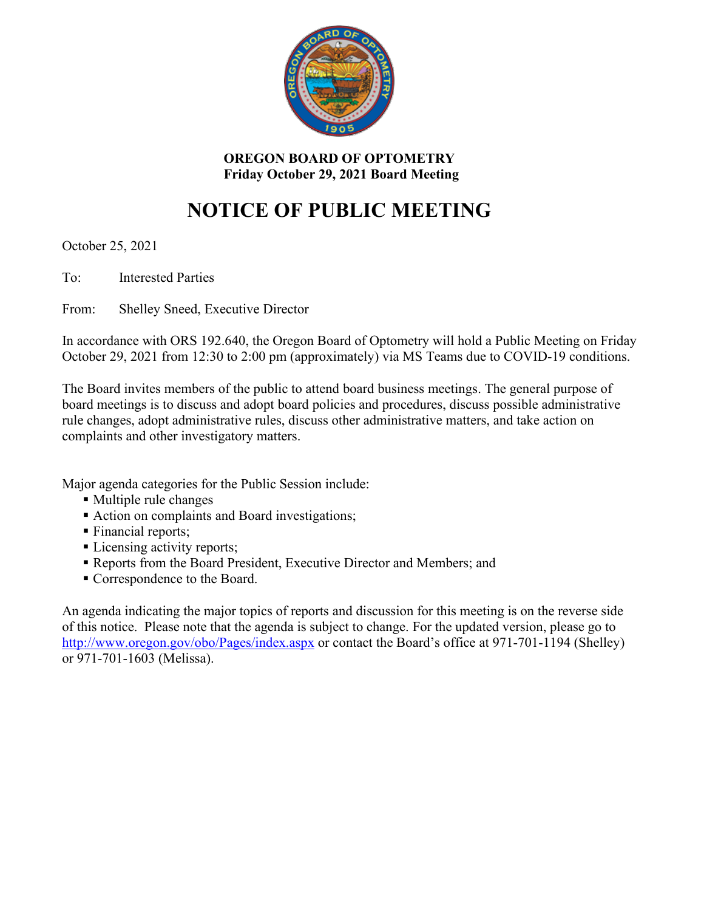**OREGON BOARD OF OPTOMETRY**
**Friday October 29, 2021 Board Meeting**

# NOTICE OF PUBLIC MEETING

October 25, 2021

To: Interested Parties

From: Shelley Sneed, Executive Director

In accordance with ORS 192.640, the Oregon Board of Optometry will hold a Public Meeting on Friday October 29, 2021 from 12:30 to 2:00 pm (approximately) via MS Teams due to COVID-19 conditions.

The Board invites members of the public to attend board business meetings. The general purpose of board meetings is to discuss and adopt board policies and procedures, discuss possible administrative rule changes, adopt administrative rules, discuss other administrative matters, and take action on complaints and other investigatory matters.

Major agenda categories for the Public Session include:

- Multiple rule changes
- Action on complaints and Board investigations;
- Financial reports;
- Licensing activity reports;
- Reports from the Board President, Executive Director and Members; and
- Correspondence to the Board.

An agenda indicating the major topics of reports and discussion for this meeting is on the reverse side of this notice. Please note that the agenda is subject to change. For the updated version, please go to http://www.oregon.gov/obo/Pages/index.aspx or contact the Board's office at 971-701-1194 (Shelley) or 971-701-1603 (Melissa).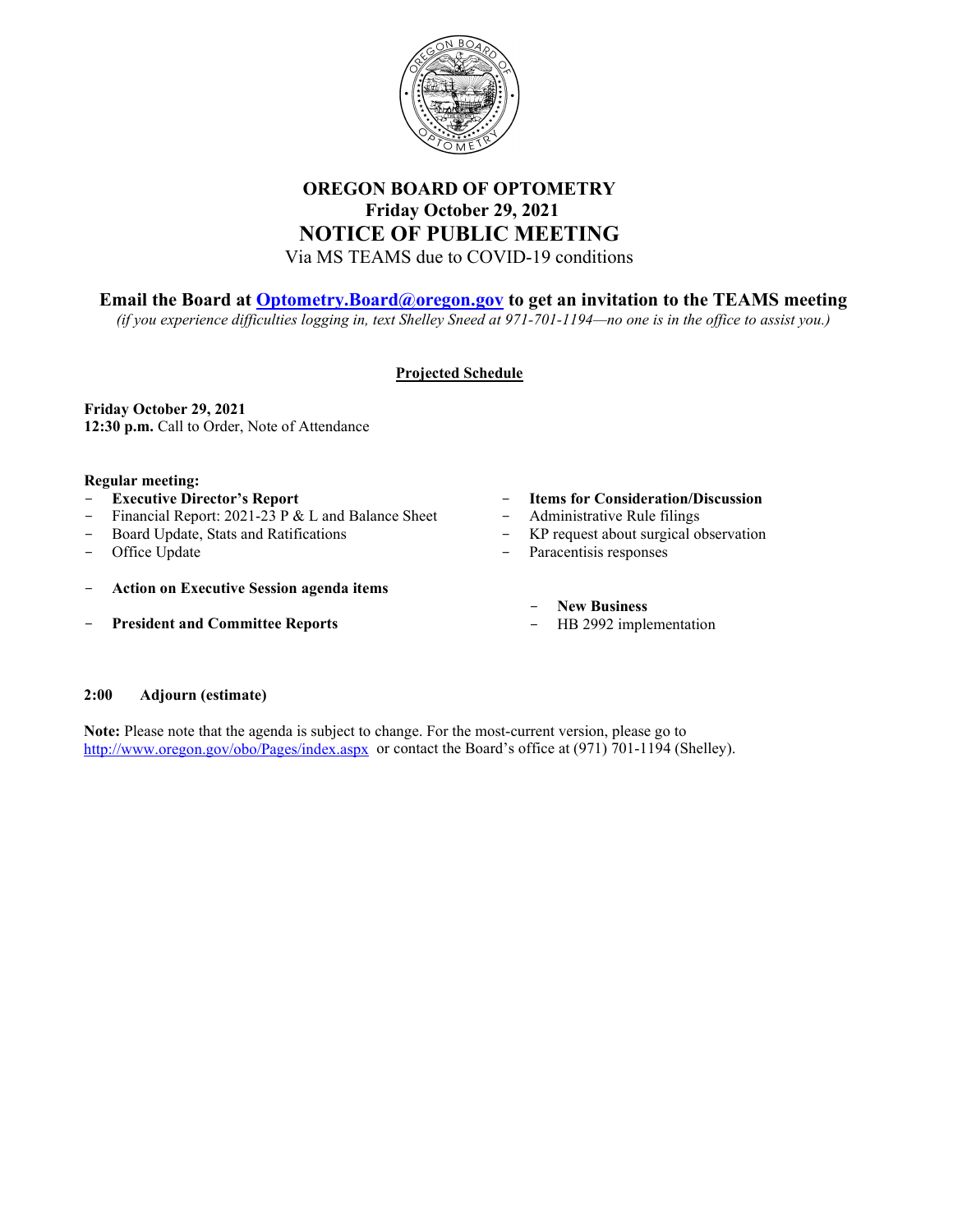# OREGON BOARD OF OPTOMETRY

**Friday October 29, 2021**

## NOTICE OF PUBLIC MEETING

Via MS TEAMS due to COVID-19 conditions

**Email the Board at [Optometry.Board@oregon.gov](mailto:Optometry.Board@oregon.gov) to get an invitation to the TEAMS meeting**

*(if you experience difficulties logging in, text Shelley Sneed at 971-701-1194—no one is in the office to assist you.)*

**Projected Schedule**

**Friday October 29, 2021**
**12:30 p.m.** Call to Order, Note of Attendance

**Regular meeting:**

- **Executive Director's Report**
- Financial Report: 2021-23 P & L and Balance Sheet
- Board Update, Stats and Ratifications
- Office Update

- **Action on Executive Session agenda items**

- **President and Committee Reports**

- **Items for Consideration/Discussion**
- Administrative Rule filings
- KP request about surgical observation
- Paracentisis responses

- **New Business**
- HB 2992 implementation

**2:00 Adjourn (estimate)**

**Note:** Please note that the agenda is subject to change. For the most-current version, please go to [http://www.oregon.gov/obo/Pages/index.aspx](http://www.oregon.gov/obo/Pages/index.aspx) or contact the Board's office at (971) 701-1194 (Shelley).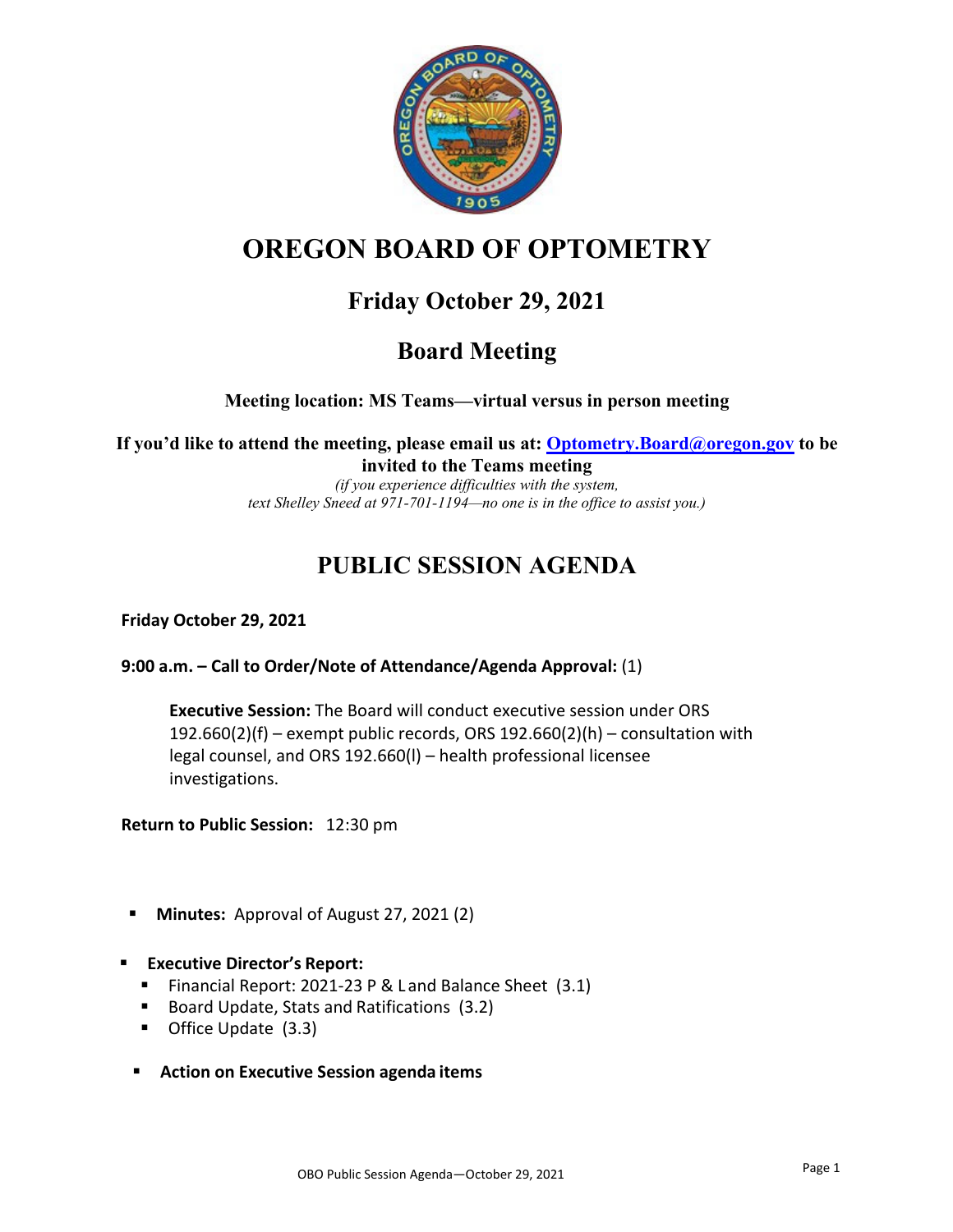# OREGON BOARD OF OPTOMETRY

## Friday October 29, 2021

## Board Meeting

**Meeting location: MS Teams—virtual versus in person meeting**

**If you'd like to attend the meeting, please email us at: Optometry.Board@oregon.gov to be invited to the Teams meeting**

*(if you experience difficulties with the system, text Shelley Sneed at 971-701-1194—no one is in the office to assist you.)*

## PUBLIC SESSION AGENDA

**Friday October 29, 2021**

**9:00 a.m. – Call to Order/Note of Attendance/Agenda Approval:** (1)

> **Executive Session:** The Board will conduct executive session under ORS 192.660(2)(f) – exempt public records, ORS 192.660(2)(h) – consultation with legal counsel, and ORS 192.660(l) – health professional licensee investigations.

**Return to Public Session:** 12:30 pm

- **Minutes:** Approval of August 27, 2021 (2)
- **Executive Director's Report:**
  - Financial Report: 2021-23 P & Land Balance Sheet (3.1)
  - Board Update, Stats and Ratifications (3.2)
  - Office Update (3.3)
- **Action on Executive Session agenda items**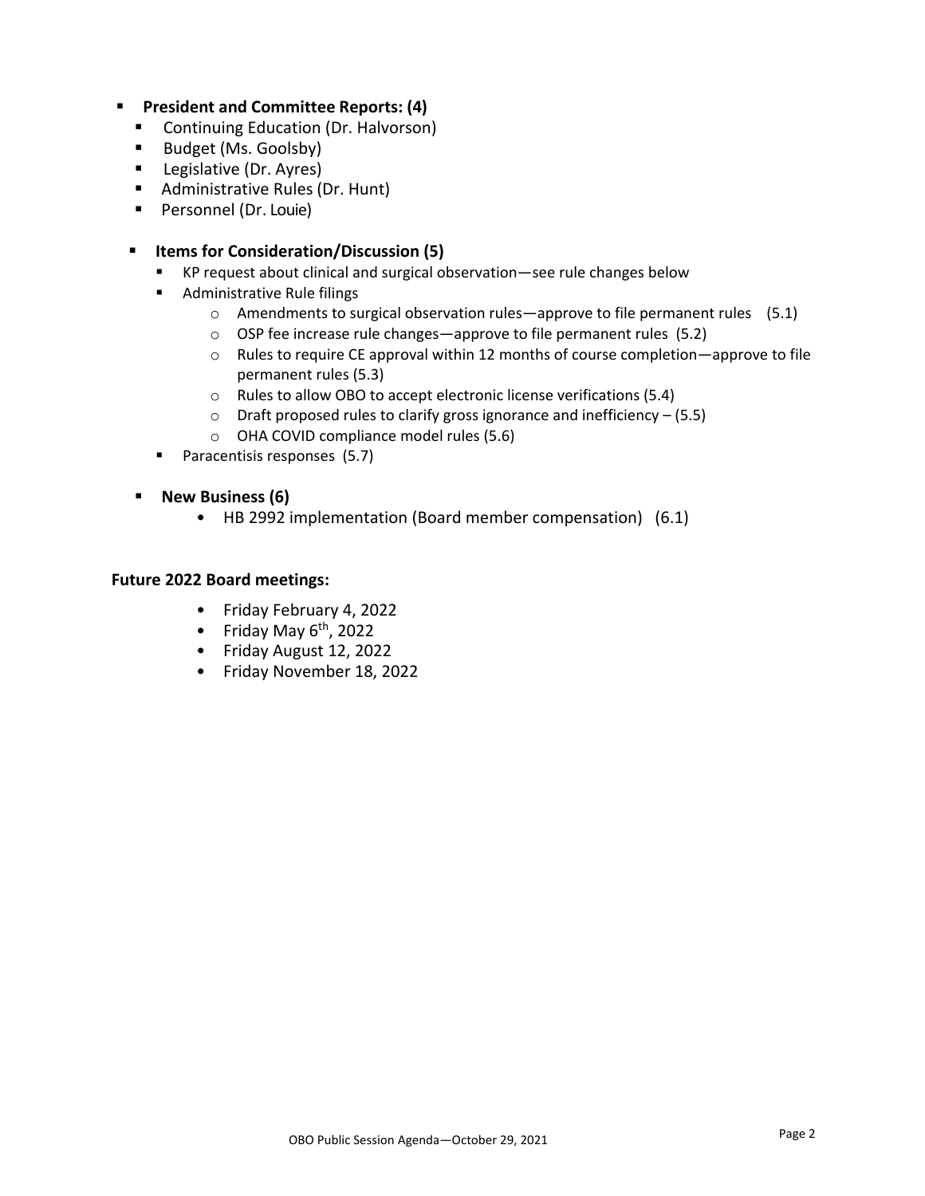- **President and Committee Reports: (4)**
  - Continuing Education (Dr. Halvorson)
  - Budget (Ms. Goolsby)
  - Legislative (Dr. Ayres)
  - Administrative Rules (Dr. Hunt)
  - Personnel (Dr. Louie)

- **Items for Consideration/Discussion (5)**
  - KP request about clinical and surgical observation—see rule changes below
  - Administrative Rule filings
    - Amendments to surgical observation rules—approve to file permanent rules (5.1)
    - OSP fee increase rule changes—approve to file permanent rules (5.2)
    - Rules to require CE approval within 12 months of course completion—approve to file permanent rules (5.3)
    - Rules to allow OBO to accept electronic license verifications (5.4)
    - Draft proposed rules to clarify gross ignorance and inefficiency – (5.5)
    - OHA COVID compliance model rules (5.6)
  - Paracentisis responses (5.7)

- **New Business (6)**
  - HB 2992 implementation (Board member compensation) (6.1)

**Future 2022 Board meetings:**

- Friday February 4, 2022
- Friday May 6th, 2022
- Friday August 12, 2022
- Friday November 18, 2022